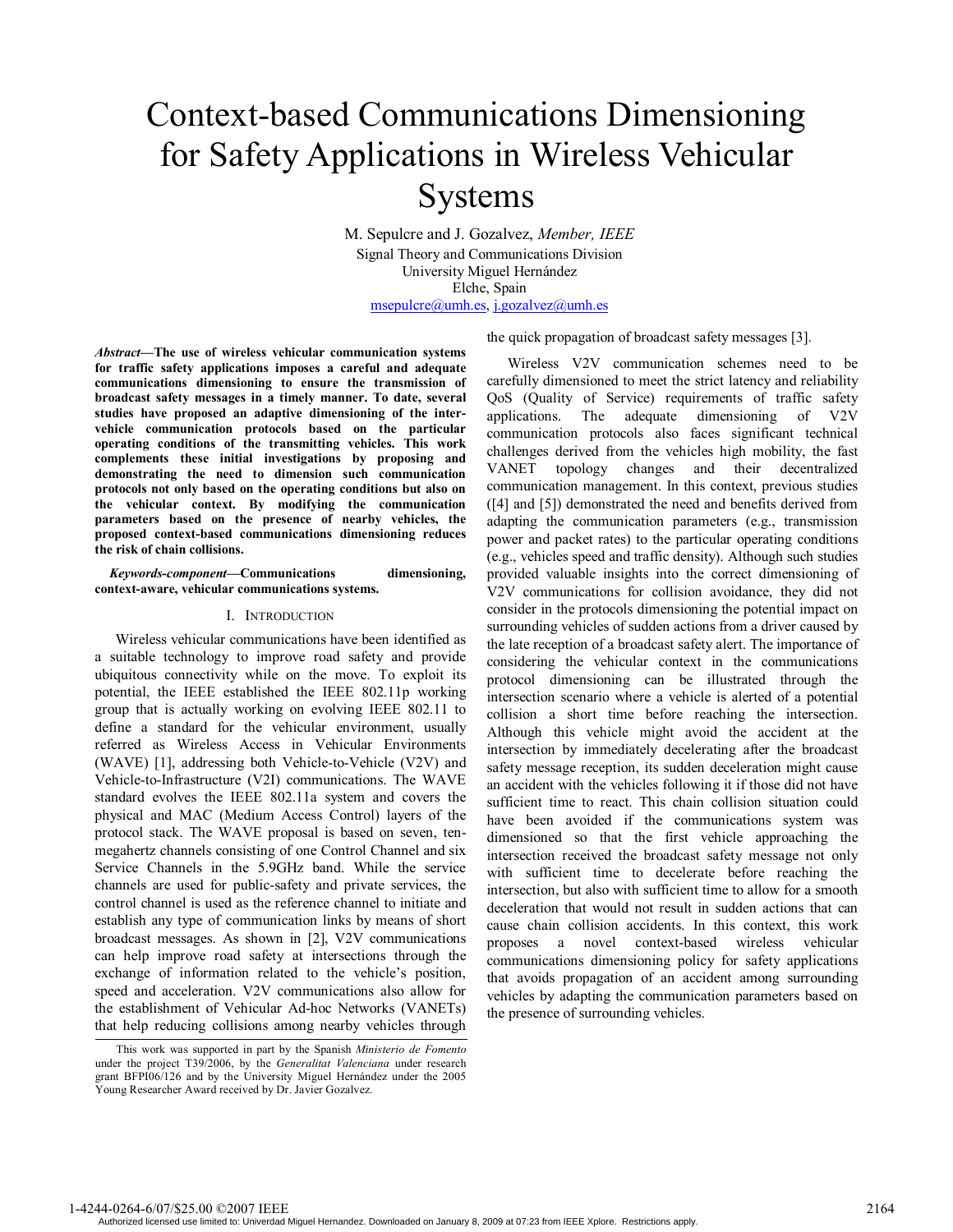# Context-based Communications Dimensioning for Safety Applications in Wireless Vehicular Systems

M. Sepulcre and J. Gozalvez, *Member, IEEE*
Signal Theory and Communications Division
University Miguel Hernández
Elche, Spain
msepulcre@umh.es, j.gozalvez@umh.es

***Abstract*—The use of wireless vehicular communication systems for traffic safety applications imposes a careful and adequate communications dimensioning to ensure the transmission of broadcast safety messages in a timely manner. To date, several studies have proposed an adaptive dimensioning of the inter-vehicle communication protocols based on the particular operating conditions of the transmitting vehicles. This work complements these initial investigations by proposing and demonstrating the need to dimension such communication protocols not only based on the operating conditions but also on the vehicular context. By modifying the communication parameters based on the presence of nearby vehicles, the proposed context-based communications dimensioning reduces the risk of chain collisions.**

***Keywords-component*—Communications dimensioning, context-aware, vehicular communications systems.**

## I. Introduction

Wireless vehicular communications have been identified as a suitable technology to improve road safety and provide ubiquitous connectivity while on the move. To exploit its potential, the IEEE established the IEEE 802.11p working group that is actually working on evolving IEEE 802.11 to define a standard for the vehicular environment, usually referred as Wireless Access in Vehicular Environments (WAVE) [1], addressing both Vehicle-to-Vehicle (V2V) and Vehicle-to-Infrastructure (V2I) communications. The WAVE standard evolves the IEEE 802.11a system and covers the physical and MAC (Medium Access Control) layers of the protocol stack. The WAVE proposal is based on seven, ten-megahertz channels consisting of one Control Channel and six Service Channels in the 5.9GHz band. While the service channels are used for public-safety and private services, the control channel is used as the reference channel to initiate and establish any type of communication links by means of short broadcast messages. As shown in [2], V2V communications can help improve road safety at intersections through the exchange of information related to the vehicle's position, speed and acceleration. V2V communications also allow for the establishment of Vehicular Ad-hoc Networks (VANETs) that help reducing collisions among nearby vehicles through the quick propagation of broadcast safety messages [3].

Wireless V2V communication schemes need to be carefully dimensioned to meet the strict latency and reliability QoS (Quality of Service) requirements of traffic safety applications. The adequate dimensioning of V2V communication protocols also faces significant technical challenges derived from the vehicles high mobility, the fast VANET topology changes and their decentralized communication management. In this context, previous studies ([4] and [5]) demonstrated the need and benefits derived from adapting the communication parameters (e.g., transmission power and packet rates) to the particular operating conditions (e.g., vehicles speed and traffic density). Although such studies provided valuable insights into the correct dimensioning of V2V communications for collision avoidance, they did not consider in the protocols dimensioning the potential impact on surrounding vehicles of sudden actions from a driver caused by the late reception of a broadcast safety alert. The importance of considering the vehicular context in the communications protocol dimensioning can be illustrated through the intersection scenario where a vehicle is alerted of a potential collision a short time before reaching the intersection. Although this vehicle might avoid the accident at the intersection by immediately decelerating after the broadcast safety message reception, its sudden deceleration might cause an accident with the vehicles following it if those did not have sufficient time to react. This chain collision situation could have been avoided if the communications system was dimensioned so that the first vehicle approaching the intersection received the broadcast safety message not only with sufficient time to decelerate before reaching the intersection, but also with sufficient time to allow for a smooth deceleration that would not result in sudden actions that can cause chain collision accidents. In this context, this work proposes a novel context-based wireless vehicular communications dimensioning policy for safety applications that avoids propagation of an accident among surrounding vehicles by adapting the communication parameters based on the presence of surrounding vehicles.

This work was supported in part by the Spanish *Ministerio de Fomento* under the project T39/2006, by the *Generalitat Valenciana* under research grant BFPI06/126 and by the University Miguel Hernández under the 2005 Young Researcher Award received by Dr. Javier Gozalvez.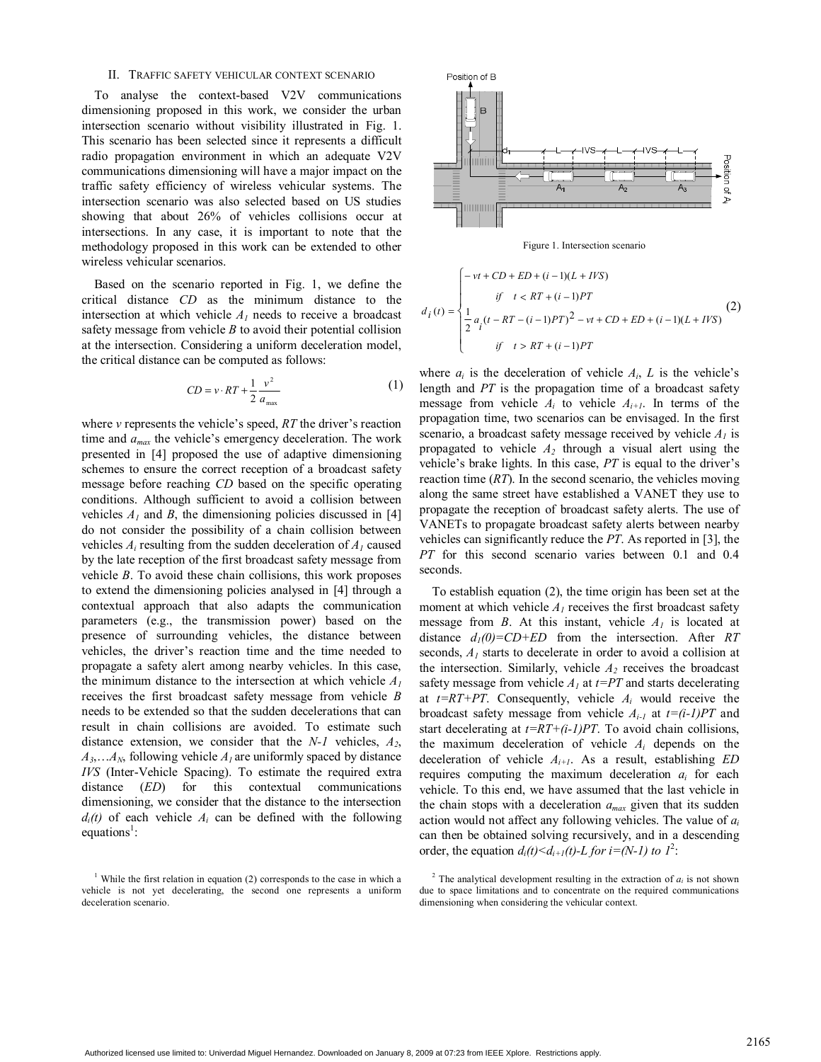## II. Traffic Safety Vehicular Context Scenario

To analyse the context-based V2V communications dimensioning proposed in this work, we consider the urban intersection scenario without visibility illustrated in Fig. 1. This scenario has been selected since it represents a difficult radio propagation environment in which an adequate V2V communications dimensioning will have a major impact on the traffic safety efficiency of wireless vehicular systems. The intersection scenario was also selected based on US studies showing that about 26% of vehicles collisions occur at intersections. In any case, it is important to note that the methodology proposed in this work can be extended to other wireless vehicular scenarios.

Based on the scenario reported in Fig. 1, we define the critical distance *CD* as the minimum distance to the intersection at which vehicle $A_1$ needs to receive a broadcast safety message from vehicle *B* to avoid their potential collision at the intersection. Considering a uniform deceleration model, the critical distance can be computed as follows:

$$CD = v \cdot RT + \frac{1}{2}\frac{v^2}{a_{\max}} \tag{1}$$

where *v* represents the vehicle's speed, *RT* the driver's reaction time and $a_{max}$ the vehicle's emergency deceleration. The work presented in [4] proposed the use of adaptive dimensioning schemes to ensure the correct reception of a broadcast safety message before reaching *CD* based on the specific operating conditions. Although sufficient to avoid a collision between vehicles $A_1$ and *B*, the dimensioning policies discussed in [4] do not consider the possibility of a chain collision between vehicles $A_i$ resulting from the sudden deceleration of $A_1$ caused by the late reception of the first broadcast safety message from vehicle *B*. To avoid these chain collisions, this work proposes to extend the dimensioning policies analysed in [4] through a contextual approach that also adapts the communication parameters (e.g., the transmission power) based on the presence of surrounding vehicles, the distance between vehicles, the driver's reaction time and the time needed to propagate a safety alert among nearby vehicles. In this case, the minimum distance to the intersection at which vehicle $A_1$ receives the first broadcast safety message from vehicle *B* needs to be extended so that the sudden decelerations that can result in chain collisions are avoided. To estimate such distance extension, we consider that the *N-1* vehicles, $A_2$, $A_3$,…$A_N$, following vehicle $A_1$ are uniformly spaced by distance *IVS* (Inter-Vehicle Spacing). To estimate the required extra distance (*ED*) for this contextual communications dimensioning, we consider that the distance to the intersection $d_i(t)$ of each vehicle $A_i$ can be defined with the following equations[1]:

Figure 1. Intersection scenario

$$d_i(t) = \begin{cases} -vt + CD + ED + (i-1)(L + IVS) \\ \quad if \quad t < RT + (i-1)PT \\ \frac{1}{2}a_i(t - RT - (i-1)PT)^2 - vt + CD + ED + (i-1)(L + IVS) \\ \quad if \quad t > RT + (i-1)PT \end{cases} \tag{2}$$

where $a_i$ is the deceleration of vehicle $A_i$, *L* is the vehicle's length and *PT* is the propagation time of a broadcast safety message from vehicle $A_i$ to vehicle $A_{i+1}$. In terms of the propagation time, two scenarios can be envisaged. In the first scenario, a broadcast safety message received by vehicle $A_1$ is propagated to vehicle $A_2$ through a visual alert using the vehicle's brake lights. In this case, *PT* is equal to the driver's reaction time (*RT*). In the second scenario, the vehicles moving along the same street have established a VANET they use to propagate the reception of broadcast safety alerts. The use of VANETs to propagate broadcast safety alerts between nearby vehicles can significantly reduce the *PT*. As reported in [3], the *PT* for this second scenario varies between 0.1 and 0.4 seconds.

To establish equation (2), the time origin has been set at the moment at which vehicle $A_1$ receives the first broadcast safety message from *B*. At this instant, vehicle $A_1$ is located at distance $d_1(0)=CD+ED$ from the intersection. After *RT* seconds, $A_1$ starts to decelerate in order to avoid a collision at the intersection. Similarly, vehicle $A_2$ receives the broadcast safety message from vehicle $A_1$ at $t=PT$ and starts decelerating at $t=RT+PT$. Consequently, vehicle $A_i$ would receive the broadcast safety message from vehicle $A_{i-1}$ at $t=(i-1)PT$ and start decelerating at $t=RT+(i-1)PT$. To avoid chain collisions, the maximum deceleration of vehicle $A_i$ depends on the deceleration of vehicle $A_{i+1}$. As a result, establishing *ED* requires computing the maximum deceleration $a_i$ for each vehicle. To this end, we have assumed that the last vehicle in the chain stops with a deceleration $a_{max}$ given that its sudden action would not affect any following vehicles. The value of $a_i$ can then be obtained solving recursively, and in a descending order, the equation $d_i(t)<d_{i+1}(t)-L$ *for* $i=(N-1)$ *to* $1$[2]:

[1] While the first relation in equation (2) corresponds to the case in which a vehicle is not yet decelerating, the second one represents a uniform deceleration scenario.

[2] The analytical development resulting in the extraction of $a_i$ is not shown due to space limitations and to concentrate on the required communications dimensioning when considering the vehicular context.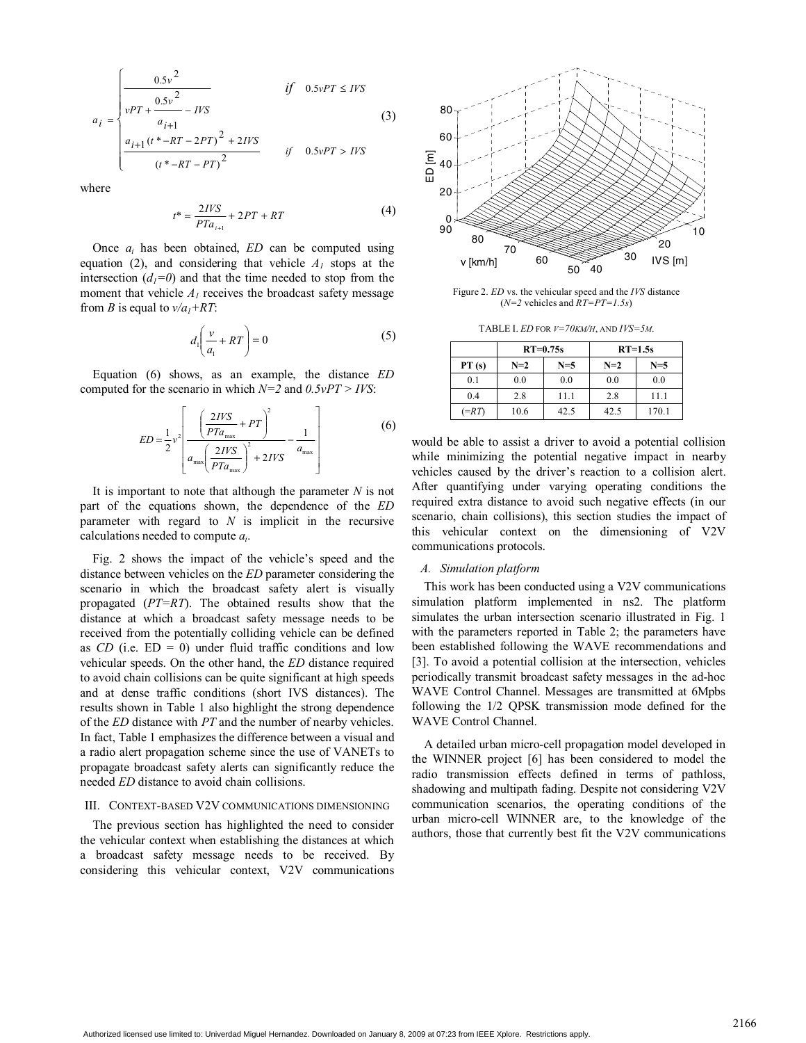$$a_i = \begin{cases} \dfrac{0.5v^2}{vPT + \dfrac{0.5v^2}{a_{i+1}} - IVS} & \text{if } 0.5vPT \le IVS \\[2ex] \dfrac{a_{i+1}(t^* - RT - 2PT)^2 + 2IVS}{(t^* - RT - PT)^2} & \text{if } 0.5vPT > IVS \end{cases} \quad (3)$$

where

$$t^* = \frac{2IVS}{PTa_{i+1}} + 2PT + RT \quad (4)$$

Once $a_i$ has been obtained, $ED$ can be computed using equation (2), and considering that vehicle $A_1$ stops at the intersection ($d_1=0$) and that the time needed to stop from the moment that vehicle $A_1$ receives the broadcast safety message from $B$ is equal to $v/a_1+RT$:

$$d_1\left(\frac{v}{a_1} + RT\right) = 0 \quad (5)$$

Equation (6) shows, as an example, the distance $ED$ computed for the scenario in which $N=2$ and $0.5vPT > IVS$:

$$ED = \frac{1}{2}v^2\left[\frac{\left(\dfrac{2IVS}{PTa_{\max}} + PT\right)^2}{a_{\max}\left(\dfrac{2IVS}{PTa_{\max}}\right)^2 + 2IVS} - \frac{1}{a_{\max}}\right] \quad (6)$$

It is important to note that although the parameter $N$ is not part of the equations shown, the dependence of the $ED$ parameter with regard to $N$ is implicit in the recursive calculations needed to compute $a_i$.

Fig. 2 shows the impact of the vehicle's speed and the distance between vehicles on the $ED$ parameter considering the scenario in which the broadcast safety alert is visually propagated ($PT=RT$). The obtained results show that the distance at which a broadcast safety message needs to be received from the potentially colliding vehicle can be defined as $CD$ (i.e. ED = 0) under fluid traffic conditions and low vehicular speeds. On the other hand, the $ED$ distance required to avoid chain collisions can be quite significant at high speeds and at dense traffic conditions (short IVS distances). The results shown in Table 1 also highlight the strong dependence of the $ED$ distance with $PT$ and the number of nearby vehicles. In fact, Table 1 emphasizes the difference between a visual and a radio alert propagation scheme since the use of VANETs to propagate broadcast safety alerts can significantly reduce the needed $ED$ distance to avoid chain collisions.

## III. Context-based V2V communications dimensioning

The previous section has highlighted the need to consider the vehicular context when establishing the distances at which a broadcast safety message needs to be received. By considering this vehicular context, V2V communications would be able to assist a driver to avoid a potential collision while minimizing the potential negative impact in nearby vehicles caused by the driver's reaction to a collision alert. After quantifying under varying operating conditions the required extra distance to avoid such negative effects (in our scenario, chain collisions), this section studies the impact of this vehicular context on the dimensioning of V2V communications protocols.

Figure 2. $ED$ vs. the vehicular speed and the $IVS$ distance ($N=2$ vehicles and $RT=PT=1.5s$)

TABLE I. $ED$ for $v=70km/h$, and $IVS=5m$.

| | RT=0.75s | | RT=1.5s | |
|---|---|---|---|---|
| **PT (s)** | **N=2** | **N=5** | **N=2** | **N=5** |
| 0.1 | 0.0 | 0.0 | 0.0 | 0.0 |
| 0.4 | 2.8 | 11.1 | 2.8 | 11.1 |
| (=$RT$) | 10.6 | 42.5 | 42.5 | 170.1 |

### A. Simulation platform

This work has been conducted using a V2V communications simulation platform implemented in ns2. The platform simulates the urban intersection scenario illustrated in Fig. 1 with the parameters reported in Table 2; the parameters have been established following the WAVE recommendations and [3]. To avoid a potential collision at the intersection, vehicles periodically transmit broadcast safety messages in the ad-hoc WAVE Control Channel. Messages are transmitted at 6Mpbs following the 1/2 QPSK transmission mode defined for the WAVE Control Channel.

A detailed urban micro-cell propagation model developed in the WINNER project [6] has been considered to model the radio transmission effects defined in terms of pathloss, shadowing and multipath fading. Despite not considering V2V communication scenarios, the operating conditions of the urban micro-cell WINNER are, to the knowledge of the authors, those that currently best fit the V2V communications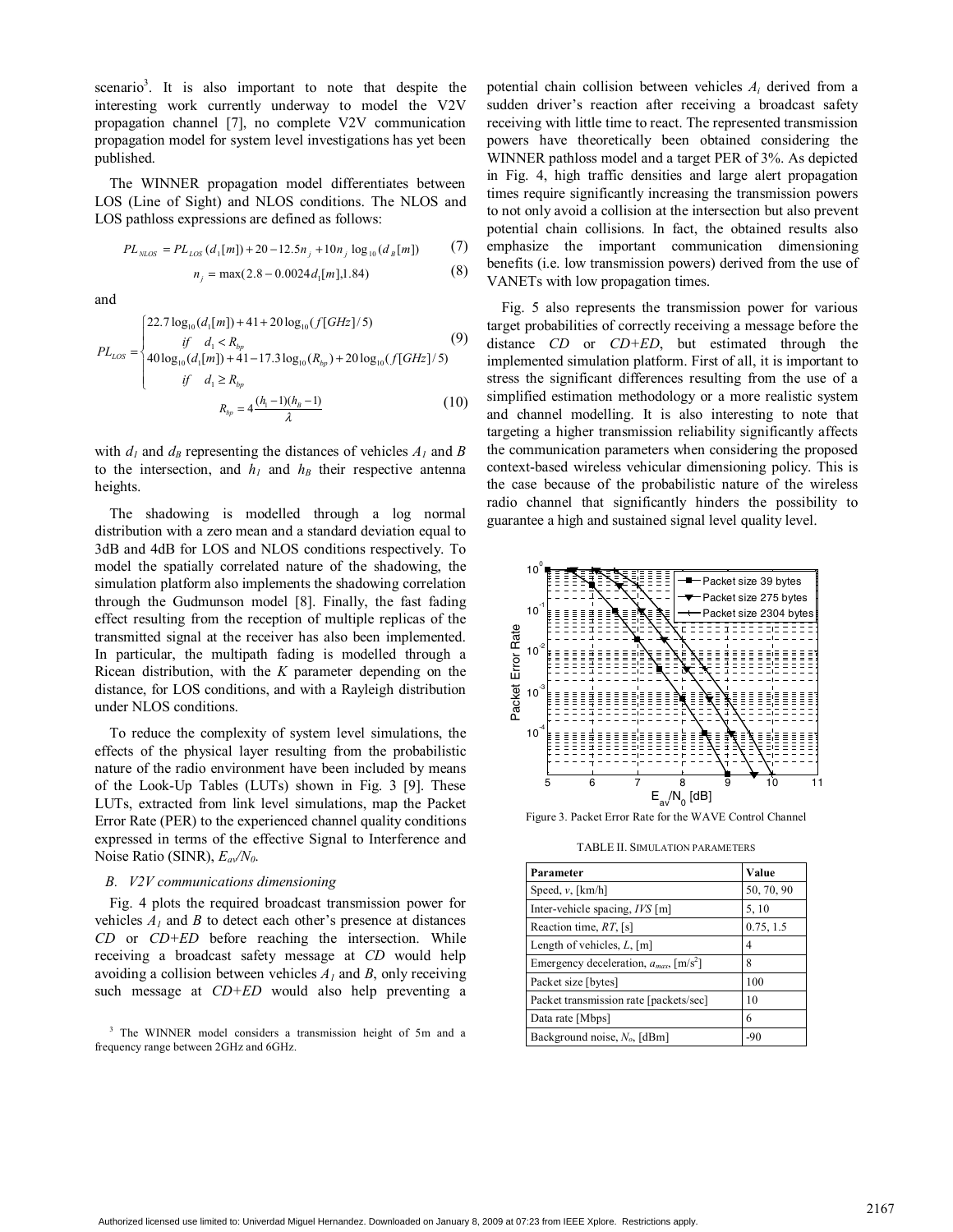scenario[3]. It is also important to note that despite the interesting work currently underway to model the V2V propagation channel [7], no complete V2V communication propagation model for system level investigations has yet been published.

The WINNER propagation model differentiates between LOS (Line of Sight) and NLOS conditions. The NLOS and LOS pathloss expressions are defined as follows:

$$PL_{NLOS} = PL_{LOS}(d_1[m]) + 20 - 12.5n_j + 10n_j \log_{10}(d_B[m]) \quad (7)$$

$$n_j = \max(2.8 - 0.0024d_1[m], 1.84) \quad (8)$$

and

$$PL_{LOS} = \begin{cases} 22.7\log_{10}(d_1[m]) + 41 + 20\log_{10}(f[GHz]/5) \\ \quad if \quad d_1 < R_{bp} \\ 40\log_{10}(d_1[m]) + 41 - 17.3\log_{10}(R_{bp}) + 20\log_{10}(f[GHz]/5) \\ \quad if \quad d_1 \geq R_{bp} \end{cases} \quad (9)$$

$$R_{bp} = 4\frac{(h_1 - 1)(h_B - 1)}{\lambda} \quad (10)$$

with $d_1$ and $d_B$ representing the distances of vehicles $A_1$ and $B$ to the intersection, and $h_1$ and $h_B$ their respective antenna heights.

The shadowing is modelled through a log normal distribution with a zero mean and a standard deviation equal to 3dB and 4dB for LOS and NLOS conditions respectively. To model the spatially correlated nature of the shadowing, the simulation platform also implements the shadowing correlation through the Gudmunson model [8]. Finally, the fast fading effect resulting from the reception of multiple replicas of the transmitted signal at the receiver has also been implemented. In particular, the multipath fading is modelled through a Ricean distribution, with the $K$ parameter depending on the distance, for LOS conditions, and with a Rayleigh distribution under NLOS conditions.

To reduce the complexity of system level simulations, the effects of the physical layer resulting from the probabilistic nature of the radio environment have been included by means of the Look-Up Tables (LUTs) shown in Fig. 3 [9]. These LUTs, extracted from link level simulations, map the Packet Error Rate (PER) to the experienced channel quality conditions expressed in terms of the effective Signal to Interference and Noise Ratio (SINR), $E_{av}/N_0$.

### B. V2V communications dimensioning

Fig. 4 plots the required broadcast transmission power for vehicles $A_1$ and $B$ to detect each other's presence at distances $CD$ or $CD+ED$ before reaching the intersection. While receiving a broadcast safety message at $CD$ would help avoiding a collision between vehicles $A_1$ and $B$, only receiving such message at $CD+ED$ would also help preventing a potential chain collision between vehicles $A_i$ derived from a sudden driver's reaction after receiving a broadcast safety receiving with little time to react. The represented transmission powers have theoretically been obtained considering the WINNER pathloss model and a target PER of 3%. As depicted in Fig. 4, high traffic densities and large alert propagation times require significantly increasing the transmission powers to not only avoid a collision at the intersection but also prevent potential chain collisions. In fact, the obtained results also emphasize the important communication dimensioning benefits (i.e. low transmission powers) derived from the use of VANETs with low propagation times.

Fig. 5 also represents the transmission power for various target probabilities of correctly receiving a message before the distance $CD$ or $CD+ED$, but estimated through the implemented simulation platform. First of all, it is important to stress the significant differences resulting from the use of a simplified estimation methodology or a more realistic system and channel modelling. It is also interesting to note that targeting a higher transmission reliability significantly affects the communication parameters when considering the proposed context-based wireless vehicular dimensioning policy. This is the case because of the probabilistic nature of the wireless radio channel that significantly hinders the possibility to guarantee a high and sustained signal level quality level.

Figure 3. Packet Error Rate for the WAVE Control Channel

TABLE II. SIMULATION PARAMETERS

| Parameter | Value |
|---|---|
| Speed, $v$, [km/h] | 50, 70, 90 |
| Inter-vehicle spacing, $IVS$ [m] | 5, 10 |
| Reaction time, $RT$, [s] | 0.75, 1.5 |
| Length of vehicles, $L$, [m] | 4 |
| Emergency deceleration, $a_{max}$, [m/s$^2$] | 8 |
| Packet size [bytes] | 100 |
| Packet transmission rate [packets/sec] | 10 |
| Data rate [Mbps] | 6 |
| Background noise, $N_o$, [dBm] | -90 |

[3] The WINNER model considers a transmission height of 5m and a frequency range between 2GHz and 6GHz.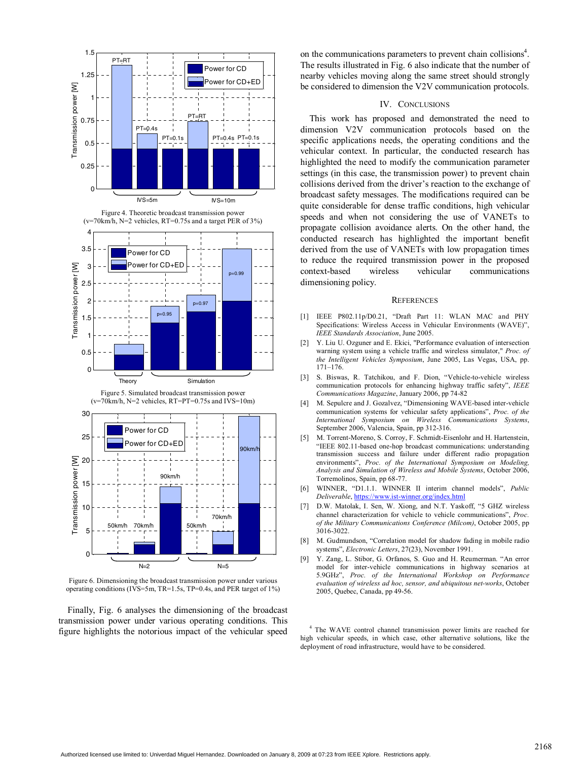1.5
1.25
1
0.75
0.5
0.25
0
Transmission power [W]
PT=RT
PT=0.4s
PT=0.1s
PT=RT
PT=0.4s
PT=0.1s
Power for CD
Power for CD+ED
IVS=5m
IVS=10m

Figure 4. Theoretic broadcast transmission power (v=70km/h, N=2 vehicles, RT=0.75s and a target PER of 3%)

4
3.5
3
2.5
2
1.5
1
0.5
0
Transmission power [W]
Power for CD
Power for CD+ED
p=0.95
p=0.97
p=0.99
Theory
Simulation

Figure 5. Simulated broadcast transmission power (v=70km/h, N=2 vehicles, RT=PT=0.75s and IVS=10m)

30
25
20
15
10
5
0
Transmission power [W]
Power for CD
Power for CD+ED
50km/h
70km/h
90km/h
50km/h
70km/h
90km/h
N=2
N=5

Figure 6. Dimensioning the broadcast transmission power under various operating conditions (IVS=5m, TR=1.5s, TP=0.4s, and PER target of 1%)

Finally, Fig. 6 analyses the dimensioning of the broadcast transmission power under various operating conditions. This figure highlights the notorious impact of the vehicular speed on the communications parameters to prevent chain collisions[4]. The results illustrated in Fig. 6 also indicate that the number of nearby vehicles moving along the same street should strongly be considered to dimension the V2V communication protocols.

## IV. Conclusions

This work has proposed and demonstrated the need to dimension V2V communication protocols based on the specific applications needs, the operating conditions and the vehicular context. In particular, the conducted research has highlighted the need to modify the communication parameter settings (in this case, the transmission power) to prevent chain collisions derived from the driver's reaction to the exchange of broadcast safety messages. The modifications required can be quite considerable for dense traffic conditions, high vehicular speeds and when not considering the use of VANETs to propagate collision avoidance alerts. On the other hand, the conducted research has highlighted the important benefit derived from the use of VANETs with low propagation times to reduce the required transmission power in the proposed context-based wireless vehicular communications dimensioning policy.

## References

[1] IEEE P802.11p/D0.21, "Draft Part 11: WLAN MAC and PHY Specifications: Wireless Access in Vehicular Environments (WAVE)", *IEEE Standards Association*, June 2005.

[2] Y. Liu U. Ozguner and E. Ekici, "Performance evaluation of intersection warning system using a vehicle traffic and wireless simulator," *Proc. of the Intelligent Vehicles Symposium*, June 2005, Las Vegas, USA, pp. 171–176.

[3] S. Biswas, R. Tatchikou, and F. Dion, "Vehicle-to-vehicle wireless communication protocols for enhancing highway traffic safety", *IEEE Communications Magazine*, January 2006, pp 74-82

[4] M. Sepulcre and J. Gozalvez, "Dimensioning WAVE-based inter-vehicle communication systems for vehicular safety applications", *Proc. of the International Symposium on Wireless Communications Systems*, September 2006, Valencia, Spain, pp 312-316.

[5] M. Torrent-Moreno, S. Corroy, F. Schmidt-Eisenlohr and H. Hartenstein, "IEEE 802.11-based one-hop broadcast communications: understanding transmission success and failure under different radio propagation environments", *Proc. of the International Symposium on Modeling, Analysis and Simulation of Wireless and Mobile Systems*, October 2006, Torremolinos, Spain, pp 68-77.

[6] WINNER, "D1.1.1. WINNER II interim channel models", *Public Deliverable*, https://www.ist-winner.org/index.html

[7] D.W. Matolak, I. Sen, W. Xiong, and N.T. Yaskoff, "5 GHZ wireless channel characterization for vehicle to vehicle communications", *Proc. of the Military Communications Conference (Milcom)*, October 2005, pp 3016-3022.

[8] M. Gudmundson, "Correlation model for shadow fading in mobile radio systems", *Electronic Letters*, 27(23), November 1991.

[9] Y. Zang, L. Stibor, G. Orfanos, S. Guo and H. Reumerman. "An error model for inter-vehicle communications in highway scenarios at 5.9GHz", *Proc. of the International Workshop on Performance evaluation of wireless ad hoc, sensor, and ubiquitous net-works*, October 2005, Quebec, Canada, pp 49-56.

[4] The WAVE control channel transmission power limits are reached for high vehicular speeds, in which case, other alternative solutions, like the deployment of road infrastructure, would have to be considered.